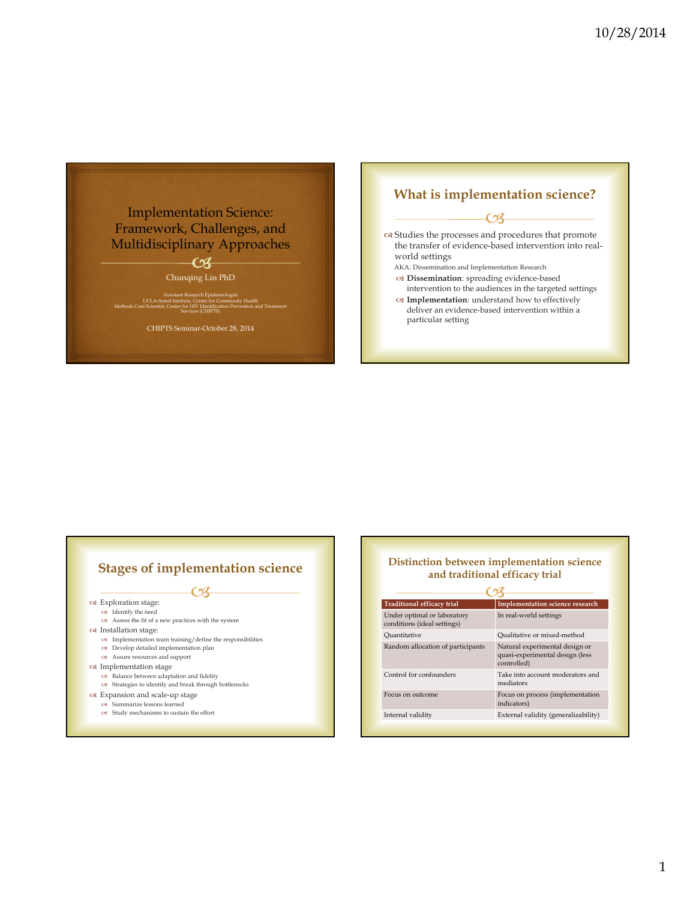# Implementation Science: Framework, Challenges, and Multidisciplinary Approaches

Chunqing Lin PhD

Assistant Research Epidemiologist
UCLA-Semel Institute, Center for Community Health
Methods Core Scientist, Center for HIV Identification Prevention and Treatment Services (CHIPTS)

CHIPTS Seminar-October 28, 2014

## What is implementation science?

- Studies the processes and procedures that promote the transfer of evidence-based intervention into real-world settings

  AKA: Dissemination and Implementation Research

  - **Dissemination**: spreading evidence-based intervention to the audiences in the targeted settings
  - **Implementation**: understand how to effectively deliver an evidence-based intervention within a particular setting

## Stages of implementation science

- Exploration stage:
  - Identify the need
  - Assess the fit of a new practices with the system
- Installation stage:
  - Implementation team training/define the responsibilities
  - Develop detailed implementation plan
  - Assure resources and support
- Implementation stage
  - Balance between adaptation and fidelity
  - Strategies to identify and break through bottlenecks
- Expansion and scale-up stage
  - Summarize lessons learned
  - Study mechanisms to sustain the effort

## Distinction between implementation science and traditional efficacy trial

| Traditional efficacy trial | Implementation science research |
|---|---|
| Under optimal or laboratory conditions (ideal settings) | In real-world settings |
| Quantitative | Qualitative or mixed-method |
| Random allocation of participants | Natural experimental design or quasi-experimental design (less controlled) |
| Control for confounders | Take into account moderators and mediators |
| Focus on outcome | Focus on process (implementation indicators) |
| Internal validity | External validity (generalizability) |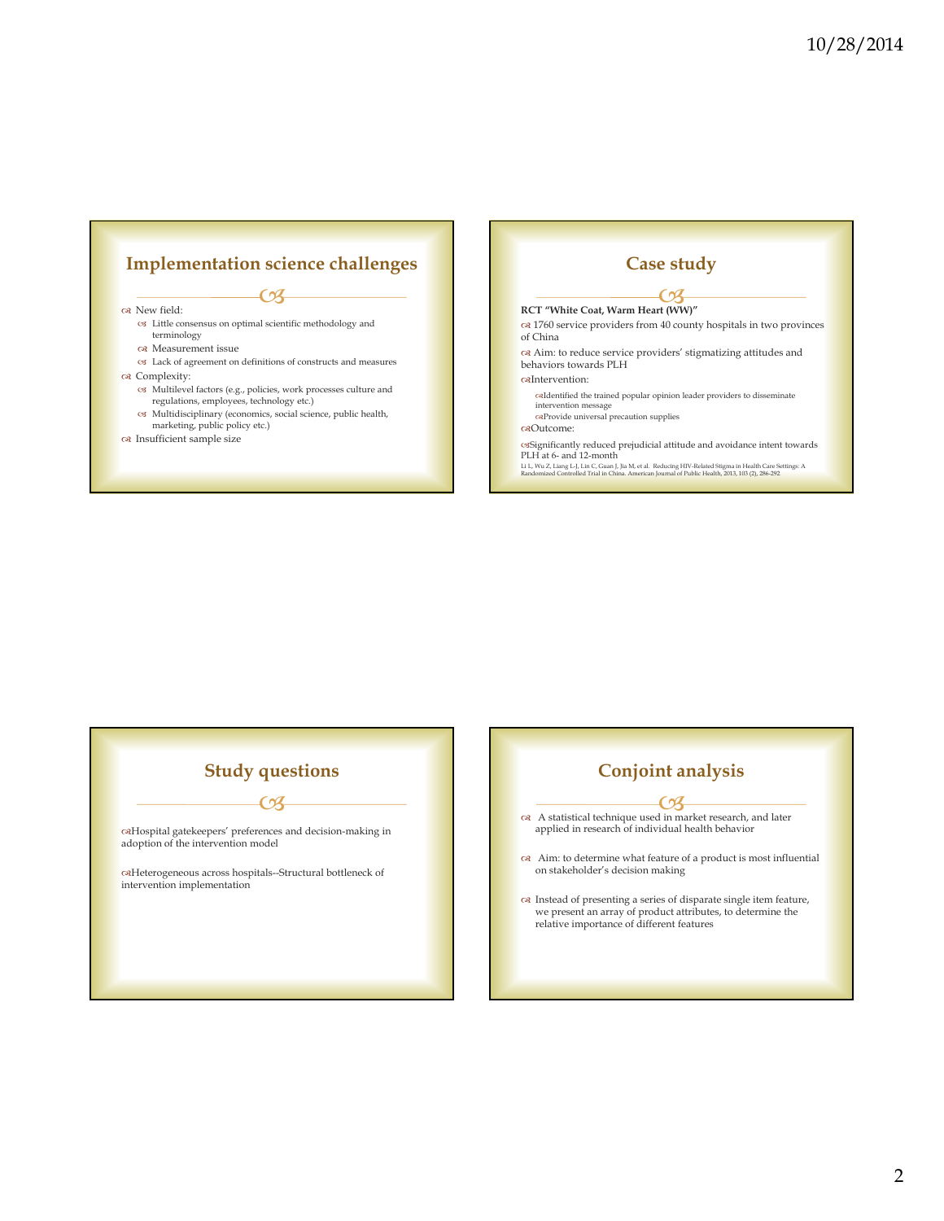## Implementation science challenges

- New field:
  - Little consensus on optimal scientific methodology and terminology
  - Measurement issue
  - Lack of agreement on definitions of constructs and measures
- Complexity:
  - Multilevel factors (e.g., policies, work processes culture and regulations, employees, technology etc.)
  - Multidisciplinary (economics, social science, public health, marketing, public policy etc.)
- Insufficient sample size

## Case study

**RCT "White Coat, Warm Heart (WW)"**

- 1760 service providers from 40 county hospitals in two provinces of China
- Aim: to reduce service providers' stigmatizing attitudes and behaviors towards PLH
- Intervention:
  - Identified the trained popular opinion leader providers to disseminate intervention message
  - Provide universal precaution supplies
- Outcome:
- Significantly reduced prejudicial attitude and avoidance intent towards PLH at 6- and 12-month

Li L, Wu Z, Liang L-J, Lin C, Guan J, Jia M, et al. Reducing HIV-Related Stigma in Health Care Settings: A Randomized Controlled Trial in China. American Journal of Public Health, 2013, 103 (2), 286-292

## Study questions

- Hospital gatekeepers' preferences and decision-making in adoption of the intervention model
- Heterogeneous across hospitals--Structural bottleneck of intervention implementation

## Conjoint analysis

- A statistical technique used in market research, and later applied in research of individual health behavior
- Aim: to determine what feature of a product is most influential on stakeholder's decision making
- Instead of presenting a series of disparate single item feature, we present an array of product attributes, to determine the relative importance of different features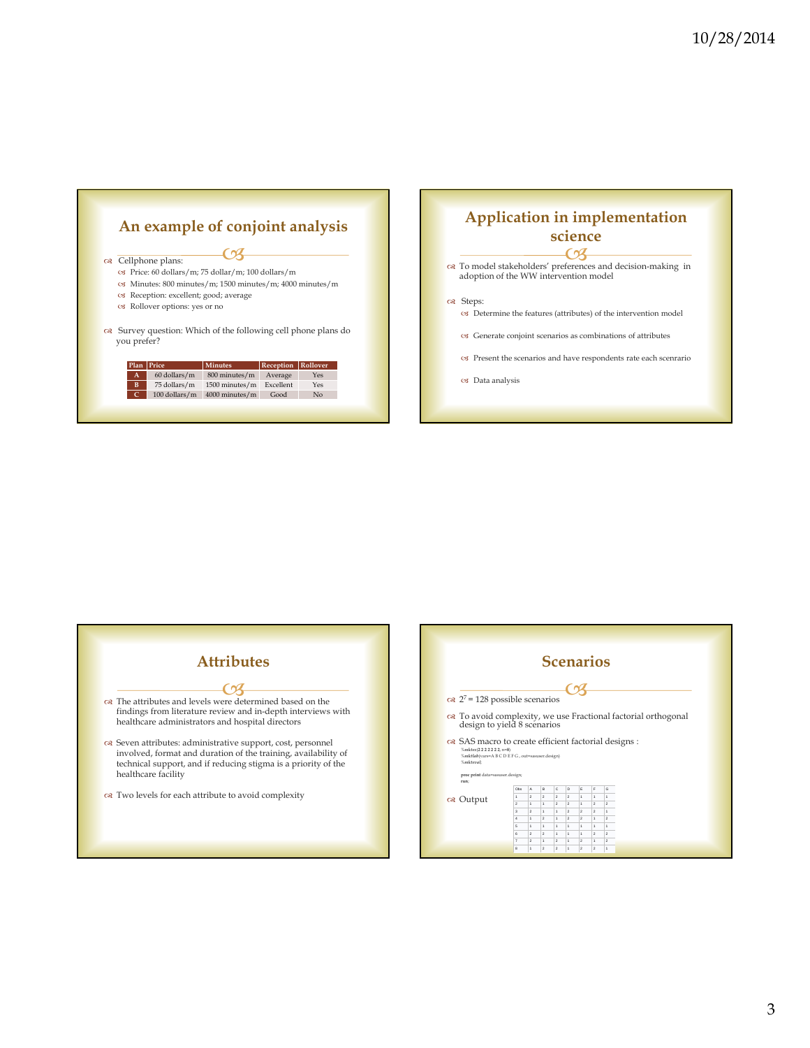## An example of conjoint analysis

- Cellphone plans:
  - Price: 60 dollars/m; 75 dollar/m; 100 dollars/m
  - Minutes: 800 minutes/m; 1500 minutes/m; 4000 minutes/m
  - Reception: excellent; good; average
  - Rollover options: yes or no
- Survey question: Which of the following cell phone plans do you prefer?

| Plan | Price | Minutes | Reception | Rollover |
|---|---|---|---|---|
| A | 60 dollars/m | 800 minutes/m | Average | Yes |
| B | 75 dollars/m | 1500 minutes/m | Excellent | Yes |
| C | 100 dollars/m | 4000 minutes/m | Good | No |

## Application in implementation science

- To model stakeholders' preferences and decision-making in adoption of the WW intervention model
- Steps:
  - Determine the features (attributes) of the intervention model
  - Generate conjoint scenarios as combinations of attributes
  - Present the scenarios and have respondents rate each scenrario
  - Data analysis

## Attributes

- The attributes and levels were determined based on the findings from literature review and in-depth interviews with healthcare administrators and hospital directors
- Seven attributes: administrative support, cost, personnel involved, format and duration of the training, availability of technical support, and if reducing stigma is a priority of the healthcare facility
- Two levels for each attribute to avoid complexity

## Scenarios

- $2^7 = 128$ possible scenarios
- To avoid complexity, we use Fractional factorial orthogonal design to yield 8 scenarios
- SAS macro to create efficient factorial designs :

```
%mktex(2 2 2 2 2 2 2, n=8)
%mktlab(vars=A B C D E F G , out=sasuser.design)
%mkteval;

proc print data=sasuser.design;
run;
```

- Output

| Obs | A | B | C | D | E | F | G |
|---|---|---|---|---|---|---|---|
| 1 | 2 | 2 | 2 | 2 | 1 | 1 | 1 |
| 2 | 1 | 1 | 2 | 2 | 1 | 2 | 2 |
| 3 | 2 | 1 | 1 | 2 | 2 | 2 | 1 |
| 4 | 1 | 2 | 1 | 2 | 2 | 1 | 2 |
| 5 | 1 | 1 | 1 | 1 | 1 | 1 | 1 |
| 6 | 2 | 2 | 1 | 1 | 1 | 2 | 2 |
| 7 | 2 | 1 | 2 | 1 | 2 | 1 | 2 |
| 8 | 1 | 2 | 2 | 1 | 2 | 2 | 1 |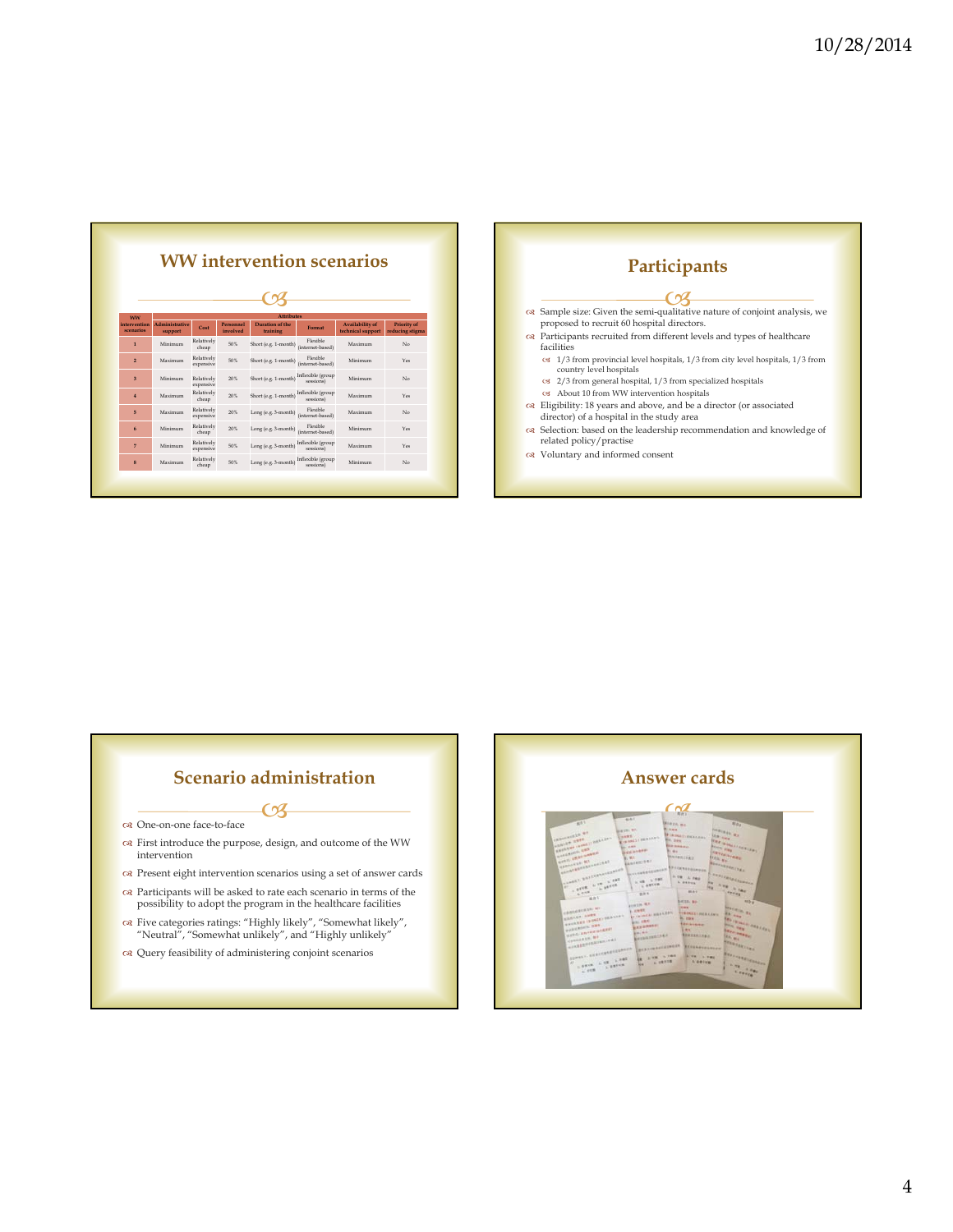## WW intervention scenarios

| WW intervention scenarios | Attributes | | | | | | |
|---|---|---|---|---|---|---|---|
| | Administrative support | Cost | Personnel involved | Duration of the training | Format | Availability of technical support | Priority of reducing stigma |
| 1 | Minimum | Relatively cheap | 50% | Short (e.g. 1-month) | Flexible (internet-based) | Maximum | No |
| 2 | Maximum | Relatively expensive | 50% | Short (e.g. 1-month) | Flexible (internet-based) | Minimum | Yes |
| 3 | Minimum | Relatively expensive | 20% | Short (e.g. 1-month) | Inflexible (group sessions) | Minimum | No |
| 4 | Maximum | Relatively cheap | 20% | Short (e.g. 1-month) | Inflexible (group sessions) | Maximum | Yes |
| 5 | Maximum | Relatively expensive | 20% | Long (e.g. 3-month) | Flexible (internet-based) | Maximum | No |
| 6 | Minimum | Relatively cheap | 20% | Long (e.g. 3-month) | Flexible (internet-based) | Minimum | Yes |
| 7 | Minimum | Relatively expensive | 50% | Long (e.g. 3-month) | Inflexible (group sessions) | Maximum | Yes |
| 8 | Maximum | Relatively cheap | 50% | Long (e.g. 3-month) | Inflexible (group sessions) | Minimum | No |

## Participants

- Sample size: Given the semi-qualitative nature of conjoint analysis, we proposed to recruit 60 hospital directors.
- Participants recruited from different levels and types of healthcare facilities
  - 1/3 from provincial level hospitals, 1/3 from city level hospitals, 1/3 from country level hospitals
  - 2/3 from general hospital, 1/3 from specialized hospitals
  - About 10 from WW intervention hospitals
- Eligibility: 18 years and above, and be a director (or associated director) of a hospital in the study area
- Selection: based on the leadership recommendation and knowledge of related policy/practise
- Voluntary and informed consent

## Scenario administration

- One-on-one face-to-face
- First introduce the purpose, design, and outcome of the WW intervention
- Present eight intervention scenarios using a set of answer cards
- Participants will be asked to rate each scenario in terms of the possibility to adopt the program in the healthcare facilities
- Five categories ratings: "Highly likely", "Somewhat likely", "Neutral", "Somewhat unlikely", and "Highly unlikely"
- Query feasibility of administering conjoint scenarios

## Answer cards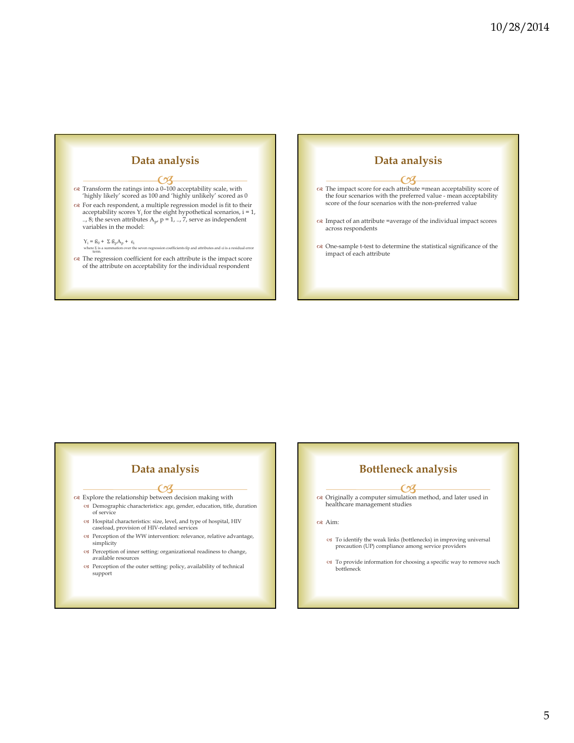## Data analysis

- Transform the ratings into a 0–100 acceptability scale, with 'highly likely' scored as 100 and 'highly unlikely' scored as 0
- For each respondent, a multiple regression model is fit to their acceptability scores $Y_i$ for the eight hypothetical scenarios, i = 1, .., 8; the seven attributes $A_p$, p = 1, .., 7, serve as independent variables in the model:

$$Y_i = \beta_0 + \Sigma \beta_p A_p + \varepsilon_i$$

where Σ is a summation over the seven regression coefficients βp and attributes and εi is a residual error term.

- The regression coefficient for each attribute is the impact score of the attribute on acceptability for the individual respondent

## Data analysis

- The impact score for each attribute =mean acceptability score of the four scenarios with the preferred value - mean acceptability score of the four scenarios with the non-preferred value
- Impact of an attribute =average of the individual impact scores across respondents
- One-sample t-test to determine the statistical significance of the impact of each attribute

## Data analysis

- Explore the relationship between decision making with
  - Demographic characteristics: age, gender, education, title, duration of service
  - Hospital characteristics: size, level, and type of hospital, HIV caseload, provision of HIV-related services
  - Perception of the WW intervention: relevance, relative advantage, simplicity
  - Perception of inner setting: organizational readiness to change, available resources
  - Perception of the outer setting: policy, availability of technical support

## Bottleneck analysis

- Originally a computer simulation method, and later used in healthcare management studies
- Aim:
  - To identify the weak links (bottlenecks) in improving universal precaution (UP) compliance among service providers
  - To provide information for choosing a specific way to remove such bottleneck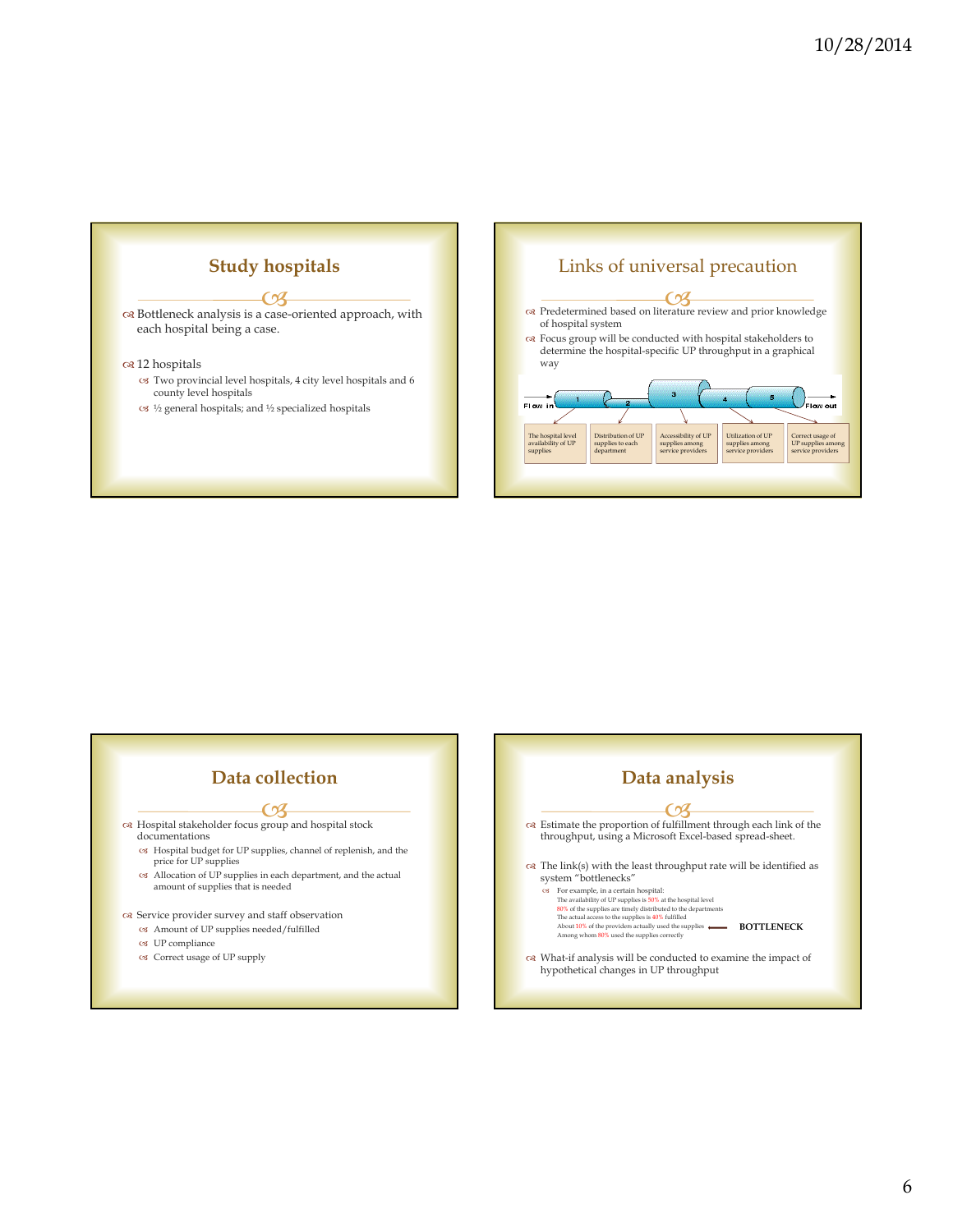## Study hospitals

- Bottleneck analysis is a case-oriented approach, with each hospital being a case.
- 12 hospitals
  - Two provincial level hospitals, 4 city level hospitals and 6 county level hospitals
  - ½ general hospitals; and ½ specialized hospitals

## Links of universal precaution

- Predetermined based on literature review and prior knowledge of hospital system
- Focus group will be conducted with hospital stakeholders to determine the hospital-specific UP throughput in a graphical way

Flow in → 1 → 2 → 3 → 4 → 5 → Flow out

| 1 | 2 | 3 | 4 | 5 |
|---|---|---|---|---|
| The hospital level availability of UP supplies | Distribution of UP supplies to each department | Accessibility of UP supplies among service providers | Utilization of UP supplies among service providers | Correct usage of UP supplies among service providers |

## Data collection

- Hospital stakeholder focus group and hospital stock documentations
  - Hospital budget for UP supplies, channel of replenish, and the price for UP supplies
  - Allocation of UP supplies in each department, and the actual amount of supplies that is needed
- Service provider survey and staff observation
  - Amount of UP supplies needed/fulfilled
  - UP compliance
  - Correct usage of UP supply

## Data analysis

- Estimate the proportion of fulfillment through each link of the throughput, using a Microsoft Excel-based spread-sheet.
- The link(s) with the least throughput rate will be identified as system "bottlenecks"
  - For example, in a certain hospital:
    - The availability of UP supplies is 50% at the hospital level
    - 80% of the supplies are timely distributed to the departments
    - The actual access to the supplies is 40% fulfilled
    - About 10% of the providers actually used the supplies ← **BOTTLENECK**
    - Among whom 80% used the supplies correctly
- What-if analysis will be conducted to examine the impact of hypothetical changes in UP throughput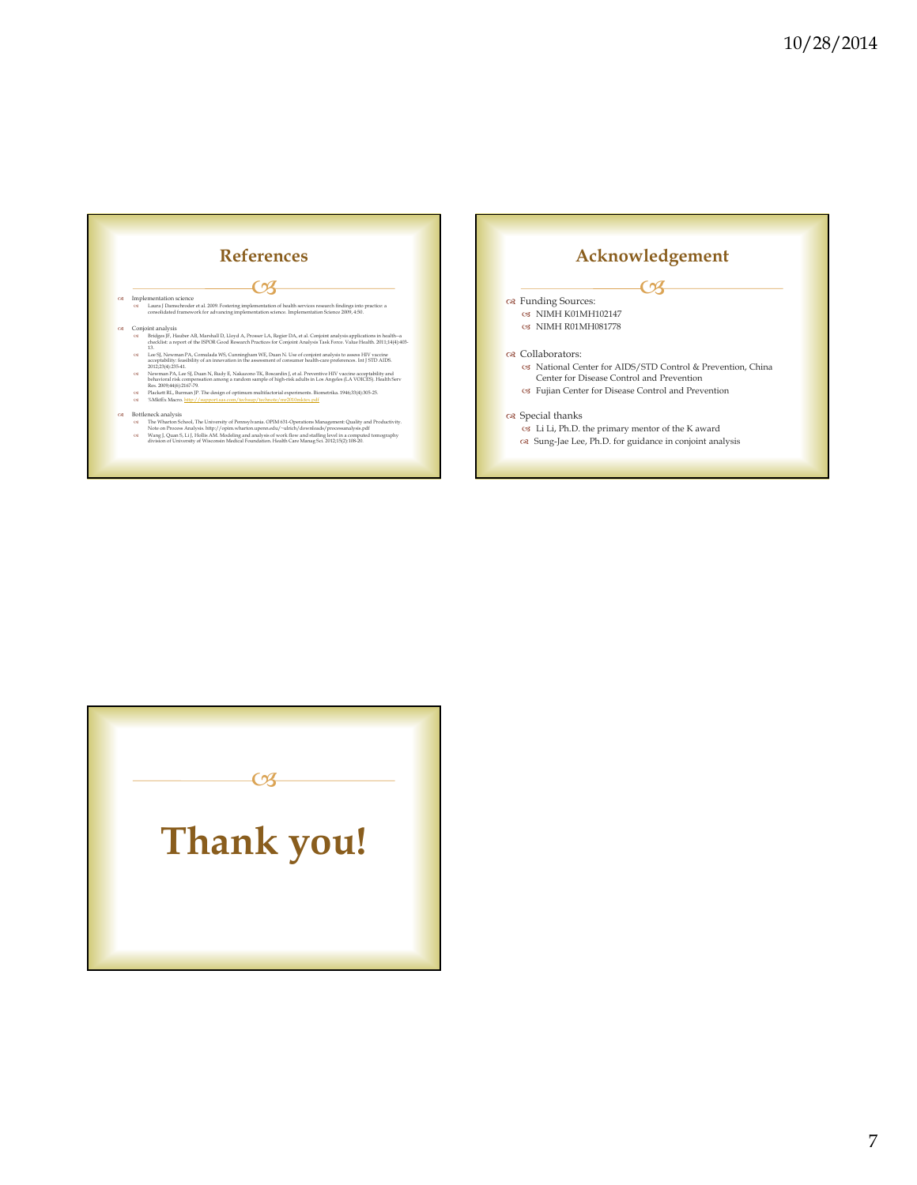## References

- Implementation science
  - Laura J Damschroder et al. 2009. Fostering implementation of health services research findings into practice: a consolidated framework for advancing implementation science. Implementation Science 2009, 4:50.
- Conjoint analysis
  - Bridges JF, Hauber AB, Marshall D, Lloyd A, Prosser LA, Regier DA, et al. Conjoint analysis applications in health--a checklist: a report of the ISPOR Good Research Practices for Conjoint Analysis Task Force. Value Health. 2011;14(4):403-13.
  - Lee SJ, Newman PA, Comulada WS, Cunningham WE, Duan N. Use of conjoint analysis to assess HIV vaccine acceptability: feasibility of an innovation in the assessment of consumer health-care preferences. Int J STD AIDS. 2012;23(4):235-41.
  - Newman PA, Lee SJ, Duan N, Rudy E, Nakazono TK, Boscardin J, et al. Preventive HIV vaccine acceptability and behavioral risk compensation among a random sample of high-risk adults in Los Angeles (LA VOICES). Health Serv Res. 2009;44(6):2167-79.
  - Plackett RL, Burman JP. The design of optimum multifactorial experiments. Biometrika. 1946;33(4):305-25.
  - %MktEx Macro. http://support.sas.com/techsup/technote/mr2010mktex.pdf
- Bottleneck analysis
  - The Wharton School, The University of Pennsylvania. OPIM 631-Operations Management: Quality and Productivity. Note on Process Analysis. http://opim.wharton.upenn.edu/~ulrich/downloads/processanalysis.pdf
  - Wang J, Quan S, Li J, Hollis AM. Modeling and analysis of work flow and staffing level in a computed tomography division of University of Wisconsin Medical Foundation. Health Care Manag Sci. 2012;15(2):108-20.

## Acknowledgement

- Funding Sources:
  - NIMH K01MH102147
  - NIMH R01MH081778
- Collaborators:
  - National Center for AIDS/STD Control & Prevention, China Center for Disease Control and Prevention
  - Fujian Center for Disease Control and Prevention
- Special thanks
  - Li Li, Ph.D. the primary mentor of the K award
  - Sung-Jae Lee, Ph.D. for guidance in conjoint analysis

# Thank you!